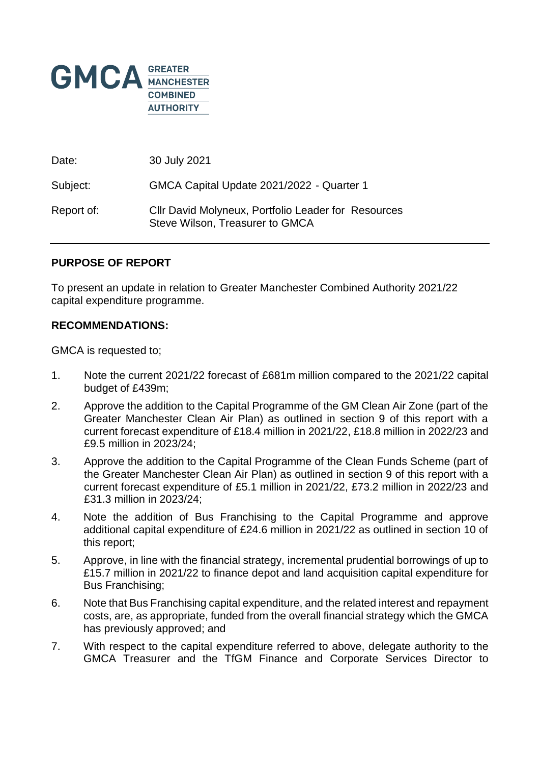GMCA GREATER MANCHESTER COMBINED AUTHORITY

| | |
|---|---|
| Date: | 30 July 2021 |
| Subject: | GMCA Capital Update 2021/2022 - Quarter 1 |
| Report of: | Cllr David Molyneux, Portfolio Leader for Resources<br>Steve Wilson, Treasurer to GMCA |

## PURPOSE OF REPORT

To present an update in relation to Greater Manchester Combined Authority 2021/22 capital expenditure programme.

## RECOMMENDATIONS:

GMCA is requested to;

1. Note the current 2021/22 forecast of £681m million compared to the 2021/22 capital budget of £439m;
2. Approve the addition to the Capital Programme of the GM Clean Air Zone (part of the Greater Manchester Clean Air Plan) as outlined in section 9 of this report with a current forecast expenditure of £18.4 million in 2021/22, £18.8 million in 2022/23 and £9.5 million in 2023/24;
3. Approve the addition to the Capital Programme of the Clean Funds Scheme (part of the Greater Manchester Clean Air Plan) as outlined in section 9 of this report with a current forecast expenditure of £5.1 million in 2021/22, £73.2 million in 2022/23 and £31.3 million in 2023/24;
4. Note the addition of Bus Franchising to the Capital Programme and approve additional capital expenditure of £24.6 million in 2021/22 as outlined in section 10 of this report;
5. Approve, in line with the financial strategy, incremental prudential borrowings of up to £15.7 million in 2021/22 to finance depot and land acquisition capital expenditure for Bus Franchising;
6. Note that Bus Franchising capital expenditure, and the related interest and repayment costs, are, as appropriate, funded from the overall financial strategy which the GMCA has previously approved; and
7. With respect to the capital expenditure referred to above, delegate authority to the GMCA Treasurer and the TfGM Finance and Corporate Services Director to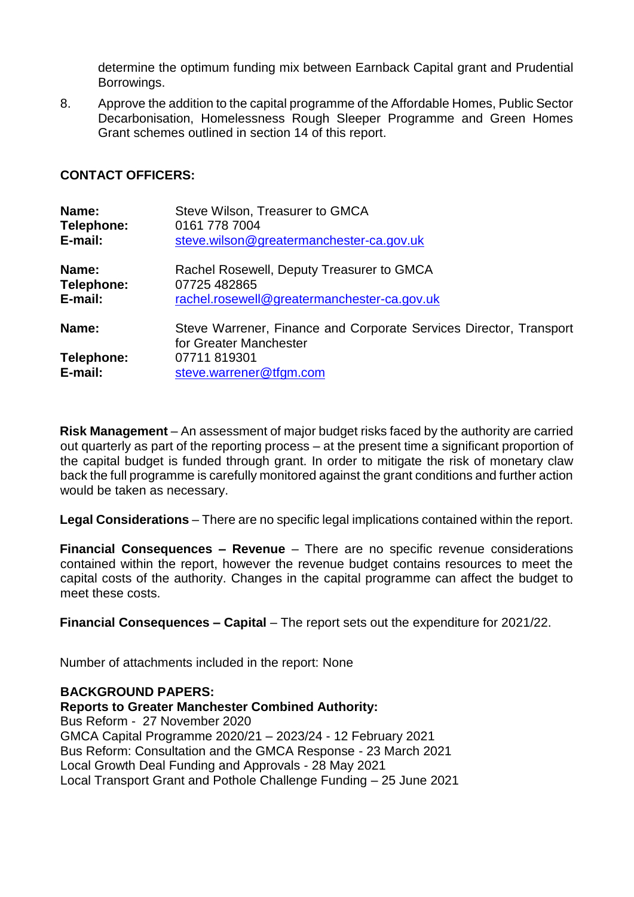determine the optimum funding mix between Earnback Capital grant and Prudential Borrowings.

8. Approve the addition to the capital programme of the Affordable Homes, Public Sector Decarbonisation, Homelessness Rough Sleeper Programme and Green Homes Grant schemes outlined in section 14 of this report.

**CONTACT OFFICERS:**

| | |
|---|---|
| **Name:** | Steve Wilson, Treasurer to GMCA |
| **Telephone:** | 0161 778 7004 |
| **E-mail:** | steve.wilson@greatermanchester-ca.gov.uk |
| **Name:** | Rachel Rosewell, Deputy Treasurer to GMCA |
| **Telephone:** | 07725 482865 |
| **E-mail:** | rachel.rosewell@greatermanchester-ca.gov.uk |
| **Name:** | Steve Warrener, Finance and Corporate Services Director, Transport for Greater Manchester |
| **Telephone:** | 07711 819301 |
| **E-mail:** | steve.warrener@tfgm.com |

**Risk Management** – An assessment of major budget risks faced by the authority are carried out quarterly as part of the reporting process – at the present time a significant proportion of the capital budget is funded through grant. In order to mitigate the risk of monetary claw back the full programme is carefully monitored against the grant conditions and further action would be taken as necessary.

**Legal Considerations** – There are no specific legal implications contained within the report.

**Financial Consequences – Revenue** – There are no specific revenue considerations contained within the report, however the revenue budget contains resources to meet the capital costs of the authority. Changes in the capital programme can affect the budget to meet these costs.

**Financial Consequences – Capital** – The report sets out the expenditure for 2021/22.

Number of attachments included in the report: None

**BACKGROUND PAPERS:**

**Reports to Greater Manchester Combined Authority:**

Bus Reform - 27 November 2020
GMCA Capital Programme 2020/21 – 2023/24 - 12 February 2021
Bus Reform: Consultation and the GMCA Response - 23 March 2021
Local Growth Deal Funding and Approvals - 28 May 2021
Local Transport Grant and Pothole Challenge Funding – 25 June 2021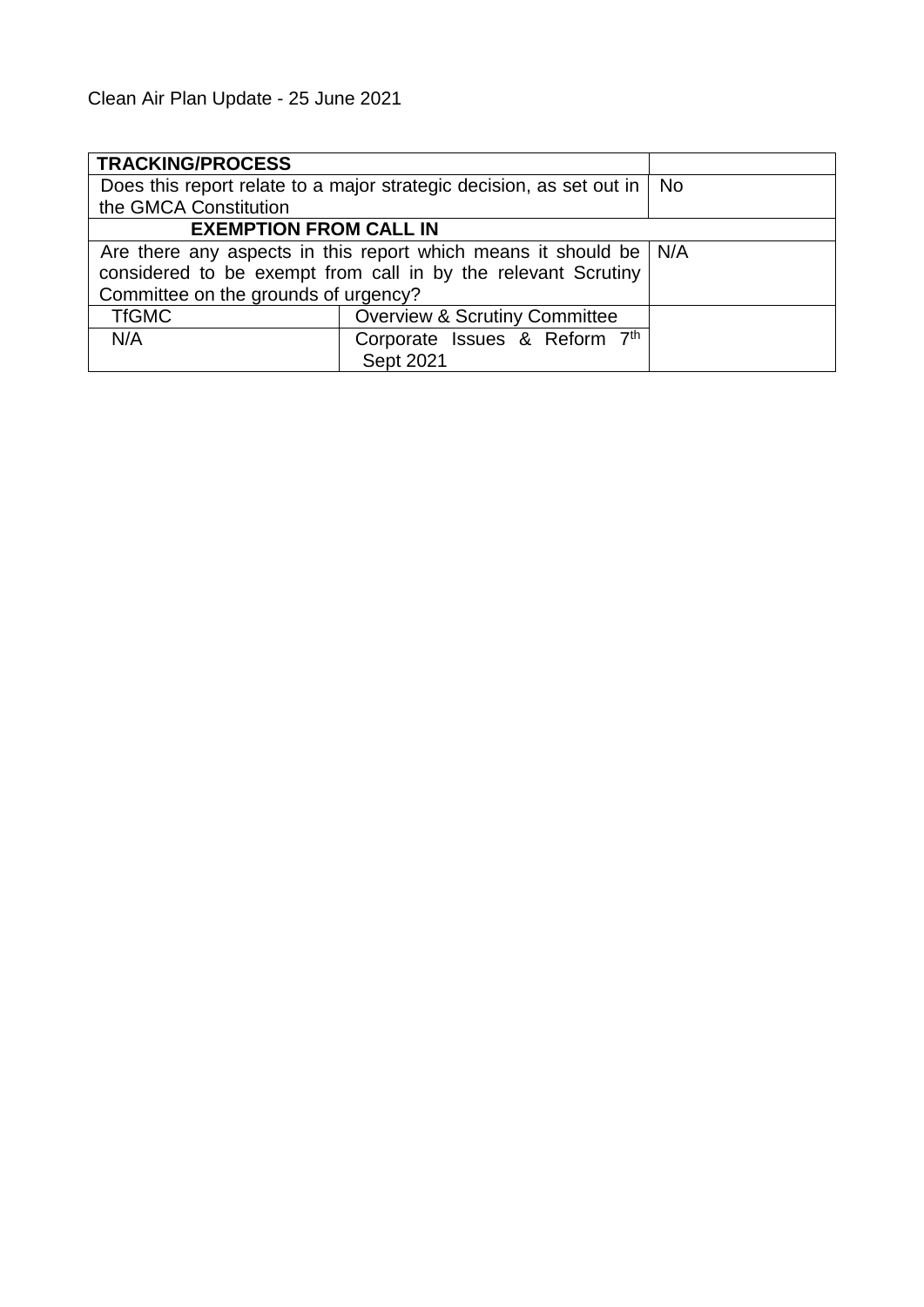Clean Air Plan Update - 25 June 2021

| | | |
|---|---|---|
| **TRACKING/PROCESS** | | |
| Does this report relate to a major strategic decision, as set out in the GMCA Constitution | | No |
| **EXEMPTION FROM CALL IN** | | |
| Are there any aspects in this report which means it should be considered to be exempt from call in by the relevant Scrutiny Committee on the grounds of urgency? | | N/A |
| TfGMC | Overview & Scrutiny Committee | |
| N/A | Corporate Issues & Reform 7th Sept 2021 | |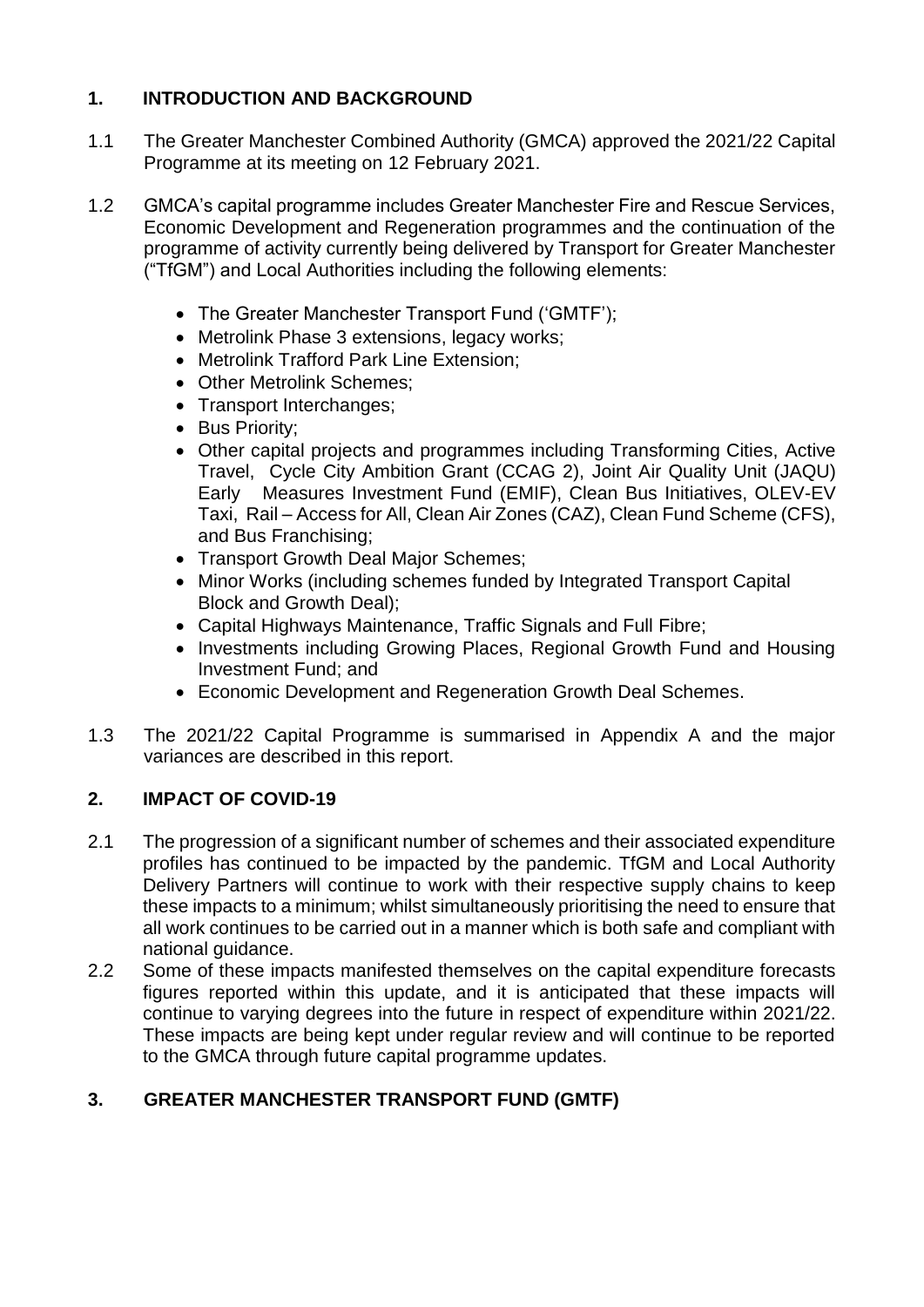## 1. INTRODUCTION AND BACKGROUND

1.1 The Greater Manchester Combined Authority (GMCA) approved the 2021/22 Capital Programme at its meeting on 12 February 2021.

1.2 GMCA's capital programme includes Greater Manchester Fire and Rescue Services, Economic Development and Regeneration programmes and the continuation of the programme of activity currently being delivered by Transport for Greater Manchester ("TfGM") and Local Authorities including the following elements:

- The Greater Manchester Transport Fund ('GMTF');
- Metrolink Phase 3 extensions, legacy works;
- Metrolink Trafford Park Line Extension;
- Other Metrolink Schemes;
- Transport Interchanges;
- Bus Priority;
- Other capital projects and programmes including Transforming Cities, Active Travel, Cycle City Ambition Grant (CCAG 2), Joint Air Quality Unit (JAQU) Early Measures Investment Fund (EMIF), Clean Bus Initiatives, OLEV-EV Taxi, Rail – Access for All, Clean Air Zones (CAZ), Clean Fund Scheme (CFS), and Bus Franchising;
- Transport Growth Deal Major Schemes;
- Minor Works (including schemes funded by Integrated Transport Capital Block and Growth Deal);
- Capital Highways Maintenance, Traffic Signals and Full Fibre;
- Investments including Growing Places, Regional Growth Fund and Housing Investment Fund; and
- Economic Development and Regeneration Growth Deal Schemes.

1.3 The 2021/22 Capital Programme is summarised in Appendix A and the major variances are described in this report.

## 2. IMPACT OF COVID-19

2.1 The progression of a significant number of schemes and their associated expenditure profiles has continued to be impacted by the pandemic. TfGM and Local Authority Delivery Partners will continue to work with their respective supply chains to keep these impacts to a minimum; whilst simultaneously prioritising the need to ensure that all work continues to be carried out in a manner which is both safe and compliant with national guidance.

2.2 Some of these impacts manifested themselves on the capital expenditure forecasts figures reported within this update, and it is anticipated that these impacts will continue to varying degrees into the future in respect of expenditure within 2021/22. These impacts are being kept under regular review and will continue to be reported to the GMCA through future capital programme updates.

## 3. GREATER MANCHESTER TRANSPORT FUND (GMTF)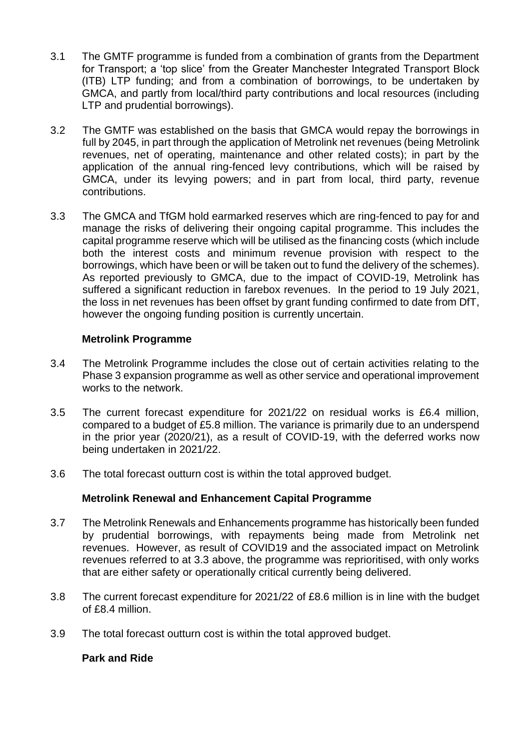3.1 The GMTF programme is funded from a combination of grants from the Department for Transport; a 'top slice' from the Greater Manchester Integrated Transport Block (ITB) LTP funding; and from a combination of borrowings, to be undertaken by GMCA, and partly from local/third party contributions and local resources (including LTP and prudential borrowings).

3.2 The GMTF was established on the basis that GMCA would repay the borrowings in full by 2045, in part through the application of Metrolink net revenues (being Metrolink revenues, net of operating, maintenance and other related costs); in part by the application of the annual ring-fenced levy contributions, which will be raised by GMCA, under its levying powers; and in part from local, third party, revenue contributions.

3.3 The GMCA and TfGM hold earmarked reserves which are ring-fenced to pay for and manage the risks of delivering their ongoing capital programme. This includes the capital programme reserve which will be utilised as the financing costs (which include both the interest costs and minimum revenue provision with respect to the borrowings, which have been or will be taken out to fund the delivery of the schemes). As reported previously to GMCA, due to the impact of COVID-19, Metrolink has suffered a significant reduction in farebox revenues. In the period to 19 July 2021, the loss in net revenues has been offset by grant funding confirmed to date from DfT, however the ongoing funding position is currently uncertain.

**Metrolink Programme**

3.4 The Metrolink Programme includes the close out of certain activities relating to the Phase 3 expansion programme as well as other service and operational improvement works to the network.

3.5 The current forecast expenditure for 2021/22 on residual works is £6.4 million, compared to a budget of £5.8 million. The variance is primarily due to an underspend in the prior year (2020/21), as a result of COVID-19, with the deferred works now being undertaken in 2021/22.

3.6 The total forecast outturn cost is within the total approved budget.

**Metrolink Renewal and Enhancement Capital Programme**

3.7 The Metrolink Renewals and Enhancements programme has historically been funded by prudential borrowings, with repayments being made from Metrolink net revenues. However, as result of COVID19 and the associated impact on Metrolink revenues referred to at 3.3 above, the programme was reprioritised, with only works that are either safety or operationally critical currently being delivered.

3.8 The current forecast expenditure for 2021/22 of £8.6 million is in line with the budget of £8.4 million.

3.9 The total forecast outturn cost is within the total approved budget.

**Park and Ride**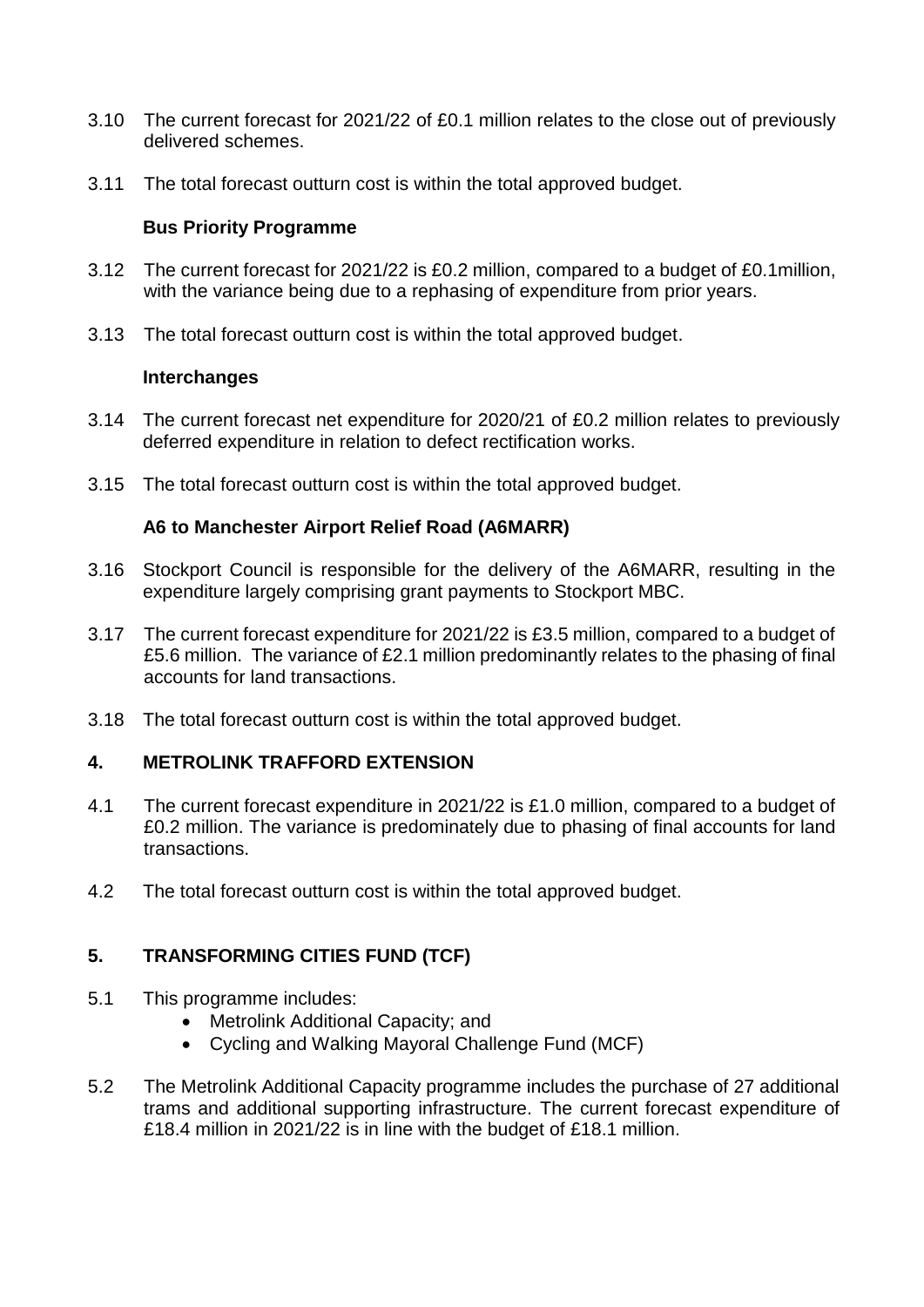3.10 The current forecast for 2021/22 of £0.1 million relates to the close out of previously delivered schemes.

3.11 The total forecast outturn cost is within the total approved budget.

**Bus Priority Programme**

3.12 The current forecast for 2021/22 is £0.2 million, compared to a budget of £0.1million, with the variance being due to a rephasing of expenditure from prior years.

3.13 The total forecast outturn cost is within the total approved budget.

**Interchanges**

3.14 The current forecast net expenditure for 2020/21 of £0.2 million relates to previously deferred expenditure in relation to defect rectification works.

3.15 The total forecast outturn cost is within the total approved budget.

**A6 to Manchester Airport Relief Road (A6MARR)**

3.16 Stockport Council is responsible for the delivery of the A6MARR, resulting in the expenditure largely comprising grant payments to Stockport MBC.

3.17 The current forecast expenditure for 2021/22 is £3.5 million, compared to a budget of £5.6 million. The variance of £2.1 million predominantly relates to the phasing of final accounts for land transactions.

3.18 The total forecast outturn cost is within the total approved budget.

## 4. METROLINK TRAFFORD EXTENSION

4.1 The current forecast expenditure in 2021/22 is £1.0 million, compared to a budget of £0.2 million. The variance is predominately due to phasing of final accounts for land transactions.

4.2 The total forecast outturn cost is within the total approved budget.

## 5. TRANSFORMING CITIES FUND (TCF)

5.1 This programme includes:
- Metrolink Additional Capacity; and
- Cycling and Walking Mayoral Challenge Fund (MCF)

5.2 The Metrolink Additional Capacity programme includes the purchase of 27 additional trams and additional supporting infrastructure. The current forecast expenditure of £18.4 million in 2021/22 is in line with the budget of £18.1 million.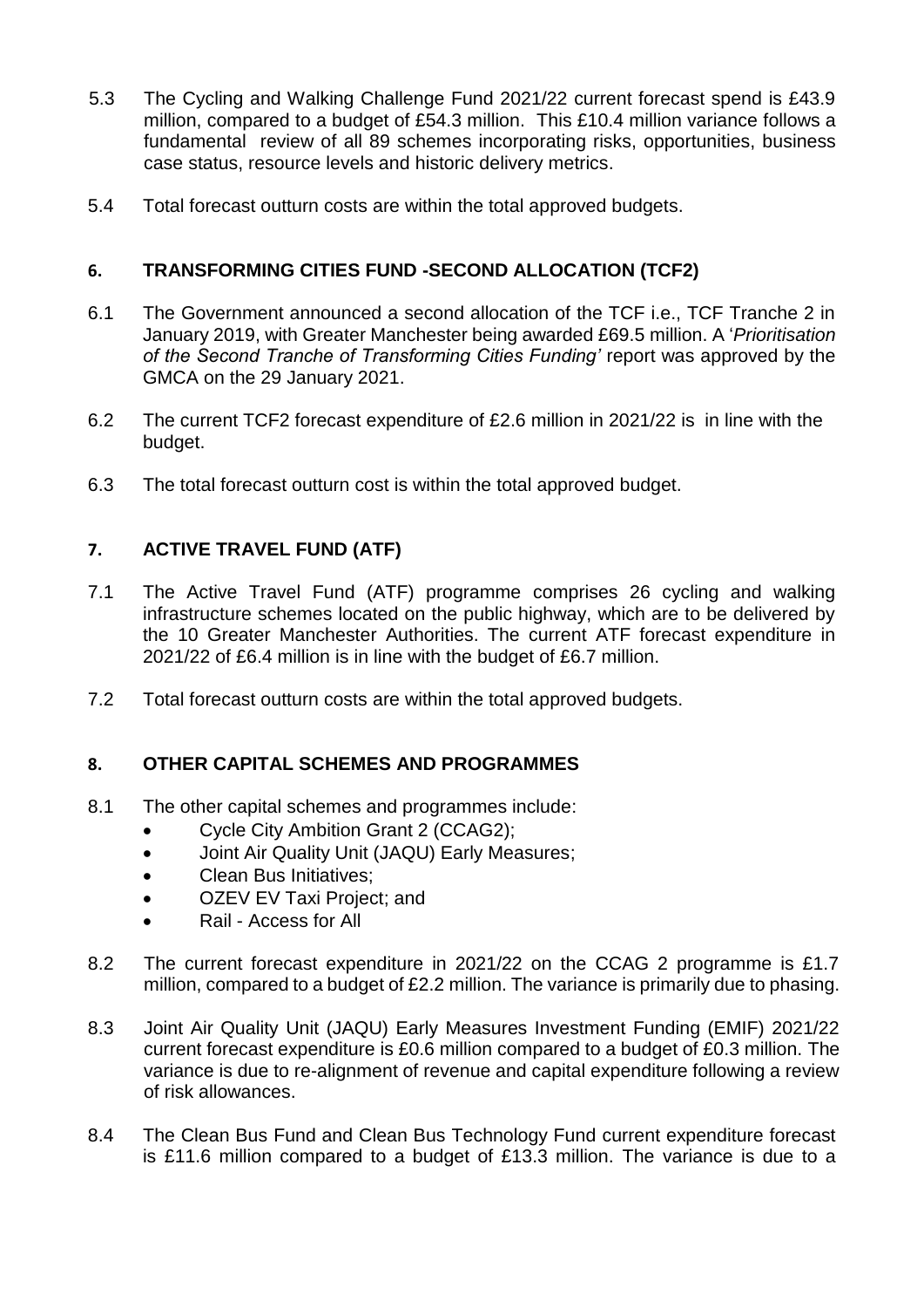5.3 The Cycling and Walking Challenge Fund 2021/22 current forecast spend is £43.9 million, compared to a budget of £54.3 million. This £10.4 million variance follows a fundamental review of all 89 schemes incorporating risks, opportunities, business case status, resource levels and historic delivery metrics.

5.4 Total forecast outturn costs are within the total approved budgets.

## 6. TRANSFORMING CITIES FUND -SECOND ALLOCATION (TCF2)

6.1 The Government announced a second allocation of the TCF i.e., TCF Tranche 2 in January 2019, with Greater Manchester being awarded £69.5 million. A '*Prioritisation of the Second Tranche of Transforming Cities Funding'* report was approved by the GMCA on the 29 January 2021.

6.2 The current TCF2 forecast expenditure of £2.6 million in 2021/22 is in line with the budget.

6.3 The total forecast outturn cost is within the total approved budget.

## 7. ACTIVE TRAVEL FUND (ATF)

7.1 The Active Travel Fund (ATF) programme comprises 26 cycling and walking infrastructure schemes located on the public highway, which are to be delivered by the 10 Greater Manchester Authorities. The current ATF forecast expenditure in 2021/22 of £6.4 million is in line with the budget of £6.7 million.

7.2 Total forecast outturn costs are within the total approved budgets.

## 8. OTHER CAPITAL SCHEMES AND PROGRAMMES

8.1 The other capital schemes and programmes include:

- Cycle City Ambition Grant 2 (CCAG2);
- Joint Air Quality Unit (JAQU) Early Measures;
- Clean Bus Initiatives;
- OZEV EV Taxi Project; and
- Rail - Access for All

8.2 The current forecast expenditure in 2021/22 on the CCAG 2 programme is £1.7 million, compared to a budget of £2.2 million. The variance is primarily due to phasing.

8.3 Joint Air Quality Unit (JAQU) Early Measures Investment Funding (EMIF) 2021/22 current forecast expenditure is £0.6 million compared to a budget of £0.3 million. The variance is due to re-alignment of revenue and capital expenditure following a review of risk allowances.

8.4 The Clean Bus Fund and Clean Bus Technology Fund current expenditure forecast is £11.6 million compared to a budget of £13.3 million. The variance is due to a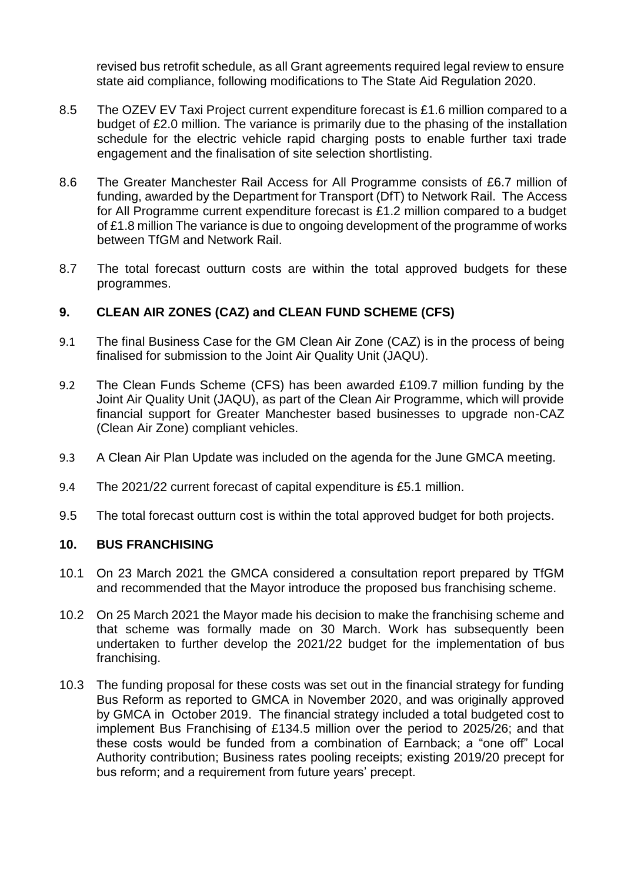revised bus retrofit schedule, as all Grant agreements required legal review to ensure state aid compliance, following modifications to The State Aid Regulation 2020.

8.5 The OZEV EV Taxi Project current expenditure forecast is £1.6 million compared to a budget of £2.0 million. The variance is primarily due to the phasing of the installation schedule for the electric vehicle rapid charging posts to enable further taxi trade engagement and the finalisation of site selection shortlisting.

8.6 The Greater Manchester Rail Access for All Programme consists of £6.7 million of funding, awarded by the Department for Transport (DfT) to Network Rail. The Access for All Programme current expenditure forecast is £1.2 million compared to a budget of £1.8 million The variance is due to ongoing development of the programme of works between TfGM and Network Rail.

8.7 The total forecast outturn costs are within the total approved budgets for these programmes.

## 9. CLEAN AIR ZONES (CAZ) and CLEAN FUND SCHEME (CFS)

9.1 The final Business Case for the GM Clean Air Zone (CAZ) is in the process of being finalised for submission to the Joint Air Quality Unit (JAQU).

9.2 The Clean Funds Scheme (CFS) has been awarded £109.7 million funding by the Joint Air Quality Unit (JAQU), as part of the Clean Air Programme, which will provide financial support for Greater Manchester based businesses to upgrade non-CAZ (Clean Air Zone) compliant vehicles.

9.3 A Clean Air Plan Update was included on the agenda for the June GMCA meeting.

9.4 The 2021/22 current forecast of capital expenditure is £5.1 million.

9.5 The total forecast outturn cost is within the total approved budget for both projects.

## 10. BUS FRANCHISING

10.1 On 23 March 2021 the GMCA considered a consultation report prepared by TfGM and recommended that the Mayor introduce the proposed bus franchising scheme.

10.2 On 25 March 2021 the Mayor made his decision to make the franchising scheme and that scheme was formally made on 30 March. Work has subsequently been undertaken to further develop the 2021/22 budget for the implementation of bus franchising.

10.3 The funding proposal for these costs was set out in the financial strategy for funding Bus Reform as reported to GMCA in November 2020, and was originally approved by GMCA in October 2019. The financial strategy included a total budgeted cost to implement Bus Franchising of £134.5 million over the period to 2025/26; and that these costs would be funded from a combination of Earnback; a "one off" Local Authority contribution; Business rates pooling receipts; existing 2019/20 precept for bus reform; and a requirement from future years' precept.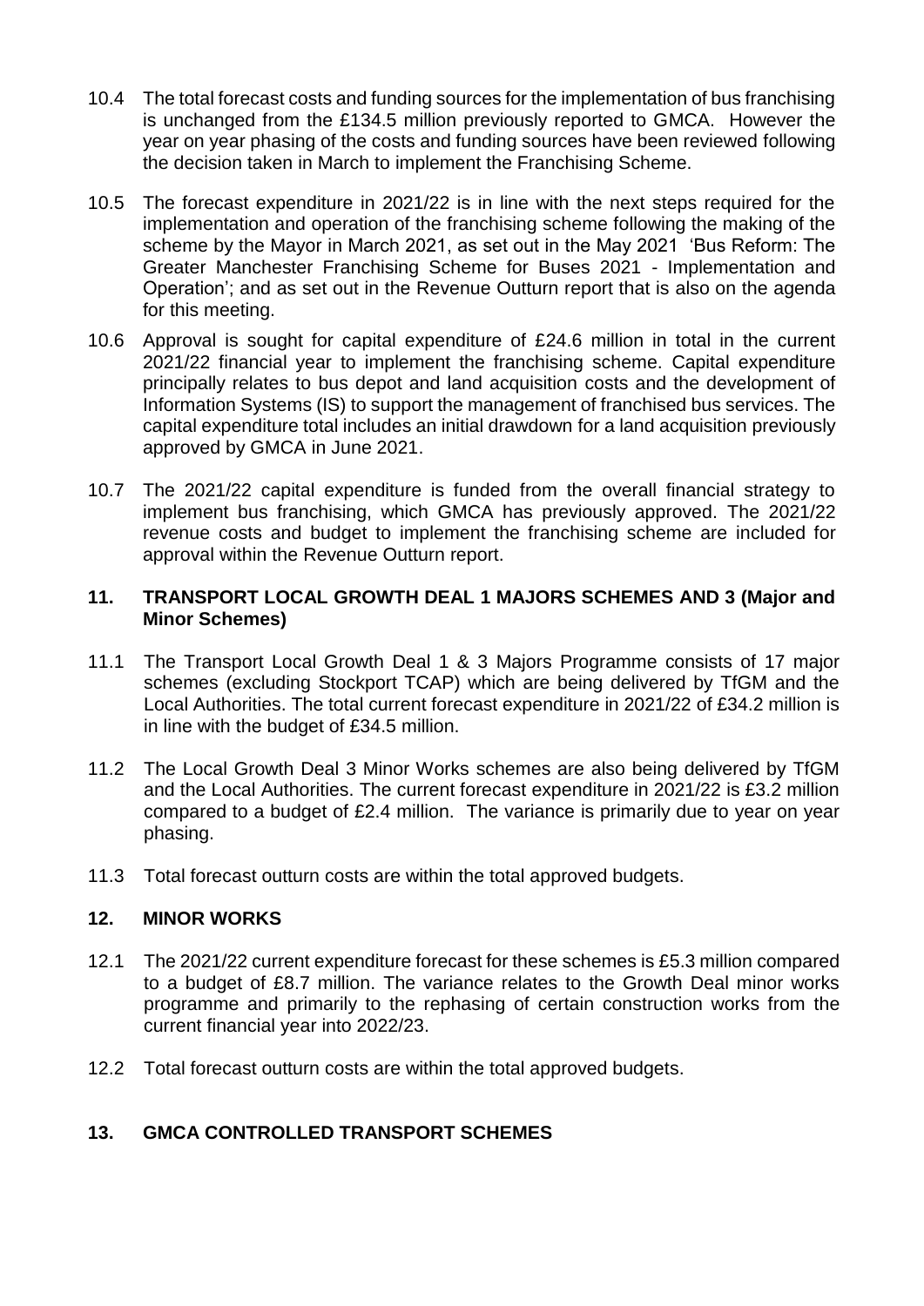10.4 The total forecast costs and funding sources for the implementation of bus franchising is unchanged from the £134.5 million previously reported to GMCA. However the year on year phasing of the costs and funding sources have been reviewed following the decision taken in March to implement the Franchising Scheme.

10.5 The forecast expenditure in 2021/22 is in line with the next steps required for the implementation and operation of the franchising scheme following the making of the scheme by the Mayor in March 2021, as set out in the May 2021 'Bus Reform: The Greater Manchester Franchising Scheme for Buses 2021 - Implementation and Operation'; and as set out in the Revenue Outturn report that is also on the agenda for this meeting.

10.6 Approval is sought for capital expenditure of £24.6 million in total in the current 2021/22 financial year to implement the franchising scheme. Capital expenditure principally relates to bus depot and land acquisition costs and the development of Information Systems (IS) to support the management of franchised bus services. The capital expenditure total includes an initial drawdown for a land acquisition previously approved by GMCA in June 2021.

10.7 The 2021/22 capital expenditure is funded from the overall financial strategy to implement bus franchising, which GMCA has previously approved. The 2021/22 revenue costs and budget to implement the franchising scheme are included for approval within the Revenue Outturn report.

## 11. TRANSPORT LOCAL GROWTH DEAL 1 MAJORS SCHEMES AND 3 (Major and Minor Schemes)

11.1 The Transport Local Growth Deal 1 & 3 Majors Programme consists of 17 major schemes (excluding Stockport TCAP) which are being delivered by TfGM and the Local Authorities. The total current forecast expenditure in 2021/22 of £34.2 million is in line with the budget of £34.5 million.

11.2 The Local Growth Deal 3 Minor Works schemes are also being delivered by TfGM and the Local Authorities. The current forecast expenditure in 2021/22 is £3.2 million compared to a budget of £2.4 million. The variance is primarily due to year on year phasing.

11.3 Total forecast outturn costs are within the total approved budgets.

## 12. MINOR WORKS

12.1 The 2021/22 current expenditure forecast for these schemes is £5.3 million compared to a budget of £8.7 million. The variance relates to the Growth Deal minor works programme and primarily to the rephasing of certain construction works from the current financial year into 2022/23.

12.2 Total forecast outturn costs are within the total approved budgets.

## 13. GMCA CONTROLLED TRANSPORT SCHEMES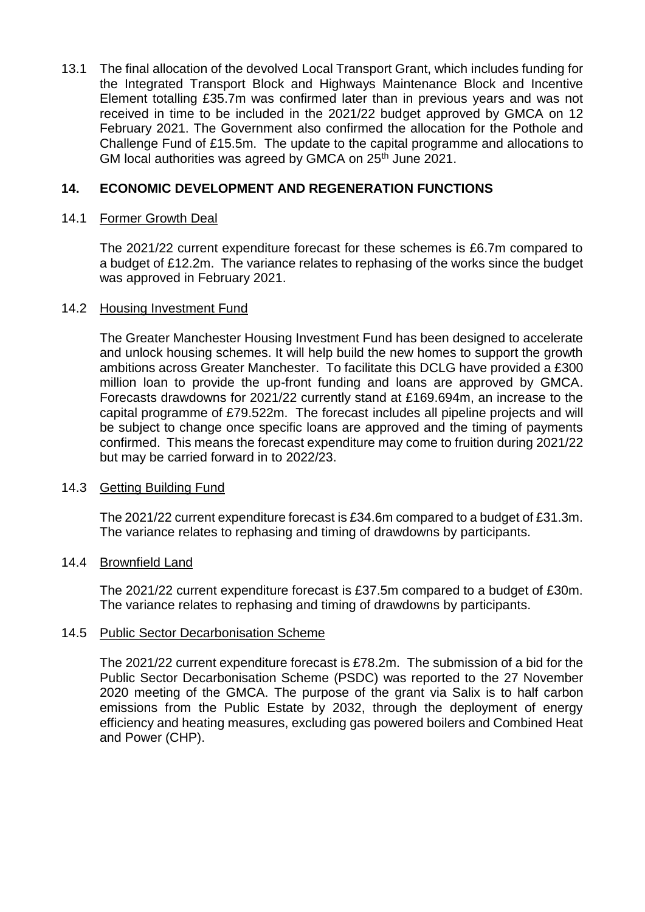13.1 The final allocation of the devolved Local Transport Grant, which includes funding for the Integrated Transport Block and Highways Maintenance Block and Incentive Element totalling £35.7m was confirmed later than in previous years and was not received in time to be included in the 2021/22 budget approved by GMCA on 12 February 2021. The Government also confirmed the allocation for the Pothole and Challenge Fund of £15.5m. The update to the capital programme and allocations to GM local authorities was agreed by GMCA on 25th June 2021.

## 14. ECONOMIC DEVELOPMENT AND REGENERATION FUNCTIONS

### 14.1 Former Growth Deal

The 2021/22 current expenditure forecast for these schemes is £6.7m compared to a budget of £12.2m. The variance relates to rephasing of the works since the budget was approved in February 2021.

### 14.2 Housing Investment Fund

The Greater Manchester Housing Investment Fund has been designed to accelerate and unlock housing schemes. It will help build the new homes to support the growth ambitions across Greater Manchester. To facilitate this DCLG have provided a £300 million loan to provide the up-front funding and loans are approved by GMCA. Forecasts drawdowns for 2021/22 currently stand at £169.694m, an increase to the capital programme of £79.522m. The forecast includes all pipeline projects and will be subject to change once specific loans are approved and the timing of payments confirmed. This means the forecast expenditure may come to fruition during 2021/22 but may be carried forward in to 2022/23.

### 14.3 Getting Building Fund

The 2021/22 current expenditure forecast is £34.6m compared to a budget of £31.3m. The variance relates to rephasing and timing of drawdowns by participants.

### 14.4 Brownfield Land

The 2021/22 current expenditure forecast is £37.5m compared to a budget of £30m. The variance relates to rephasing and timing of drawdowns by participants.

### 14.5 Public Sector Decarbonisation Scheme

The 2021/22 current expenditure forecast is £78.2m. The submission of a bid for the Public Sector Decarbonisation Scheme (PSDC) was reported to the 27 November 2020 meeting of the GMCA. The purpose of the grant via Salix is to half carbon emissions from the Public Estate by 2032, through the deployment of energy efficiency and heating measures, excluding gas powered boilers and Combined Heat and Power (CHP).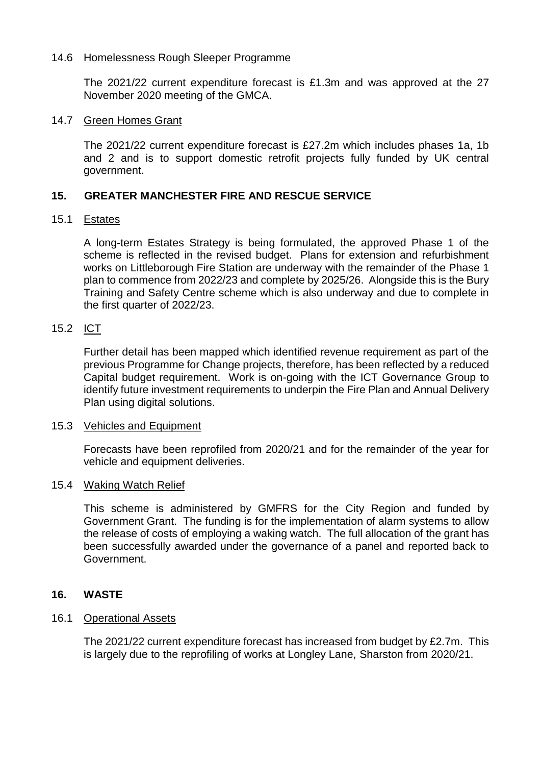14.6 Homelessness Rough Sleeper Programme

The 2021/22 current expenditure forecast is £1.3m and was approved at the 27 November 2020 meeting of the GMCA.

14.7 Green Homes Grant

The 2021/22 current expenditure forecast is £27.2m which includes phases 1a, 1b and 2 and is to support domestic retrofit projects fully funded by UK central government.

## 15. GREATER MANCHESTER FIRE AND RESCUE SERVICE

15.1 Estates

A long-term Estates Strategy is being formulated, the approved Phase 1 of the scheme is reflected in the revised budget. Plans for extension and refurbishment works on Littleborough Fire Station are underway with the remainder of the Phase 1 plan to commence from 2022/23 and complete by 2025/26. Alongside this is the Bury Training and Safety Centre scheme which is also underway and due to complete in the first quarter of 2022/23.

15.2 ICT

Further detail has been mapped which identified revenue requirement as part of the previous Programme for Change projects, therefore, has been reflected by a reduced Capital budget requirement. Work is on-going with the ICT Governance Group to identify future investment requirements to underpin the Fire Plan and Annual Delivery Plan using digital solutions.

15.3 Vehicles and Equipment

Forecasts have been reprofiled from 2020/21 and for the remainder of the year for vehicle and equipment deliveries.

15.4 Waking Watch Relief

This scheme is administered by GMFRS for the City Region and funded by Government Grant. The funding is for the implementation of alarm systems to allow the release of costs of employing a waking watch. The full allocation of the grant has been successfully awarded under the governance of a panel and reported back to Government.

## 16. WASTE

16.1 Operational Assets

The 2021/22 current expenditure forecast has increased from budget by £2.7m. This is largely due to the reprofiling of works at Longley Lane, Sharston from 2020/21.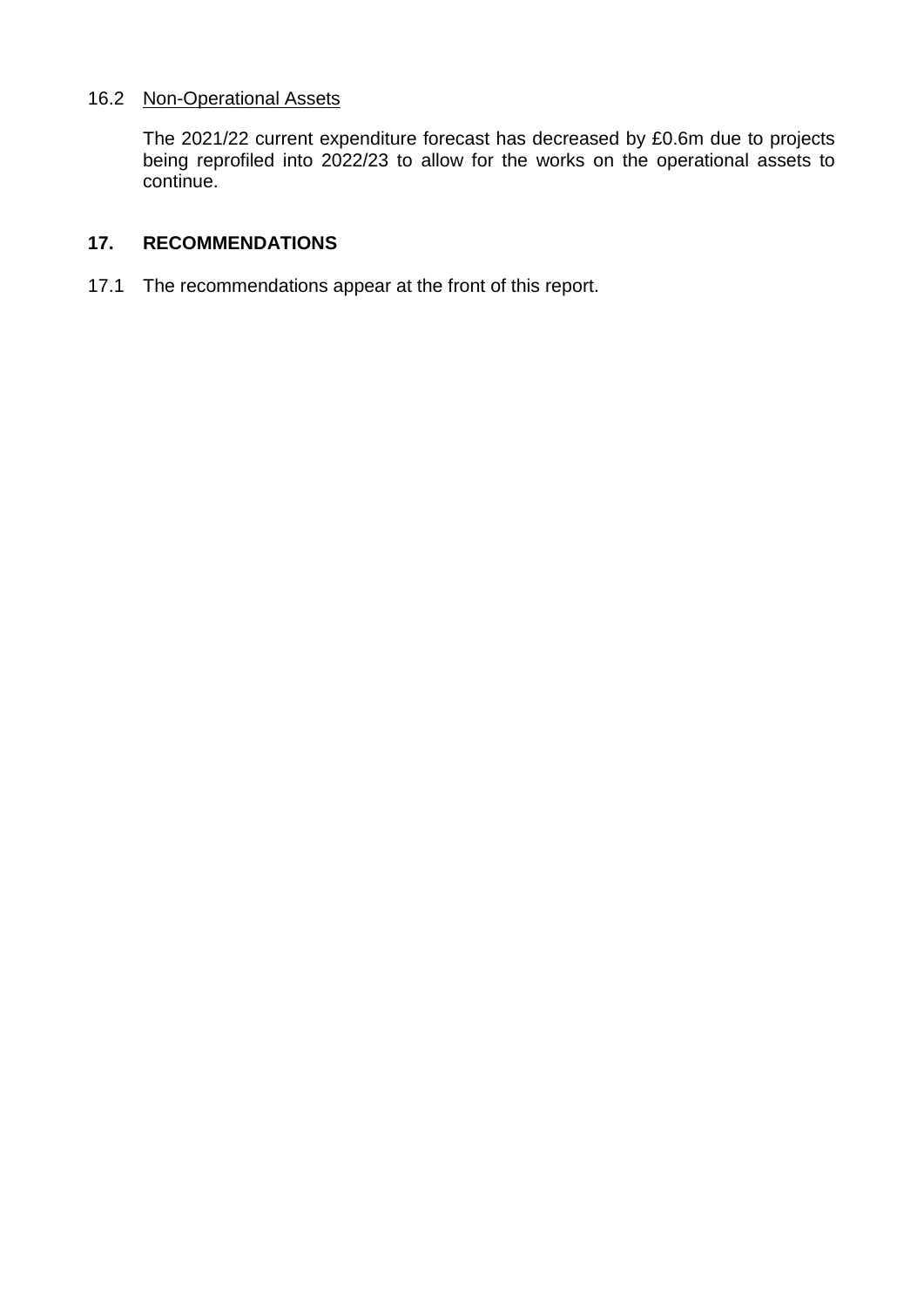16.2 Non-Operational Assets

The 2021/22 current expenditure forecast has decreased by £0.6m due to projects being reprofiled into 2022/23 to allow for the works on the operational assets to continue.

## 17. RECOMMENDATIONS

17.1 The recommendations appear at the front of this report.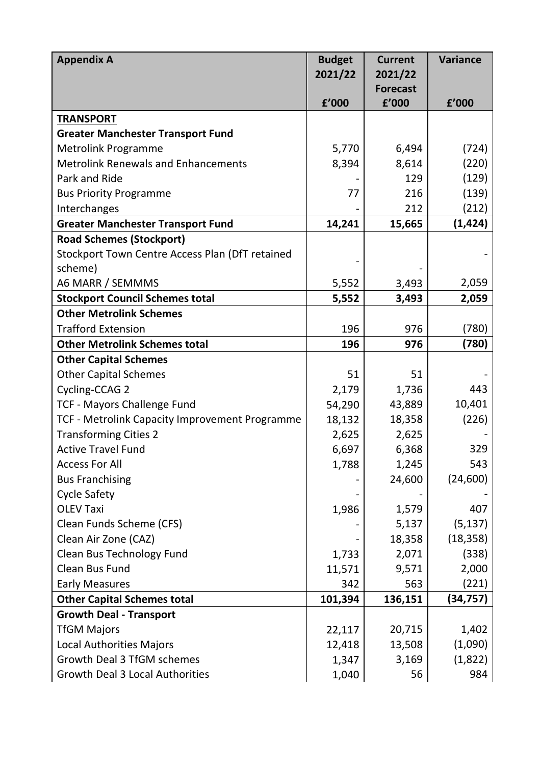| Appendix A | Budget 2021/22<br>£'000 | Current 2021/22 Forecast<br>£'000 | Variance<br>£'000 |
|---|---|---|---|
| **TRANSPORT** | | | |
| **Greater Manchester Transport Fund** | | | |
| Metrolink Programme | 5,770 | 6,494 | (724) |
| Metrolink Renewals and Enhancements | 8,394 | 8,614 | (220) |
| Park and Ride | - | 129 | (129) |
| Bus Priority Programme | 77 | 216 | (139) |
| Interchanges | - | 212 | (212) |
| **Greater Manchester Transport Fund** | **14,241** | **15,665** | **(1,424)** |
| **Road Schemes (Stockport)** | | | |
| Stockport Town Centre Access Plan (DfT retained scheme) | - | - | - |
| A6 MARR / SEMMMS | 5,552 | 3,493 | 2,059 |
| **Stockport Council Schemes total** | **5,552** | **3,493** | **2,059** |
| **Other Metrolink Schemes** | | | |
| Trafford Extension | 196 | 976 | (780) |
| **Other Metrolink Schemes total** | **196** | **976** | **(780)** |
| **Other Capital Schemes** | | | |
| Other Capital Schemes | 51 | 51 | - |
| Cycling-CCAG 2 | 2,179 | 1,736 | 443 |
| TCF - Mayors Challenge Fund | 54,290 | 43,889 | 10,401 |
| TCF - Metrolink Capacity Improvement Programme | 18,132 | 18,358 | (226) |
| Transforming Cities 2 | 2,625 | 2,625 | - |
| Active Travel Fund | 6,697 | 6,368 | 329 |
| Access For All | 1,788 | 1,245 | 543 |
| Bus Franchising | - | 24,600 | (24,600) |
| Cycle Safety | - | - | - |
| OLEV Taxi | 1,986 | 1,579 | 407 |
| Clean Funds Scheme (CFS) | - | 5,137 | (5,137) |
| Clean Air Zone (CAZ) | - | 18,358 | (18,358) |
| Clean Bus Technology Fund | 1,733 | 2,071 | (338) |
| Clean Bus Fund | 11,571 | 9,571 | 2,000 |
| Early Measures | 342 | 563 | (221) |
| **Other Capital Schemes total** | **101,394** | **136,151** | **(34,757)** |
| **Growth Deal - Transport** | | | |
| TfGM Majors | 22,117 | 20,715 | 1,402 |
| Local Authorities Majors | 12,418 | 13,508 | (1,090) |
| Growth Deal 3 TfGM schemes | 1,347 | 3,169 | (1,822) |
| Growth Deal 3 Local Authorities | 1,040 | 56 | 984 |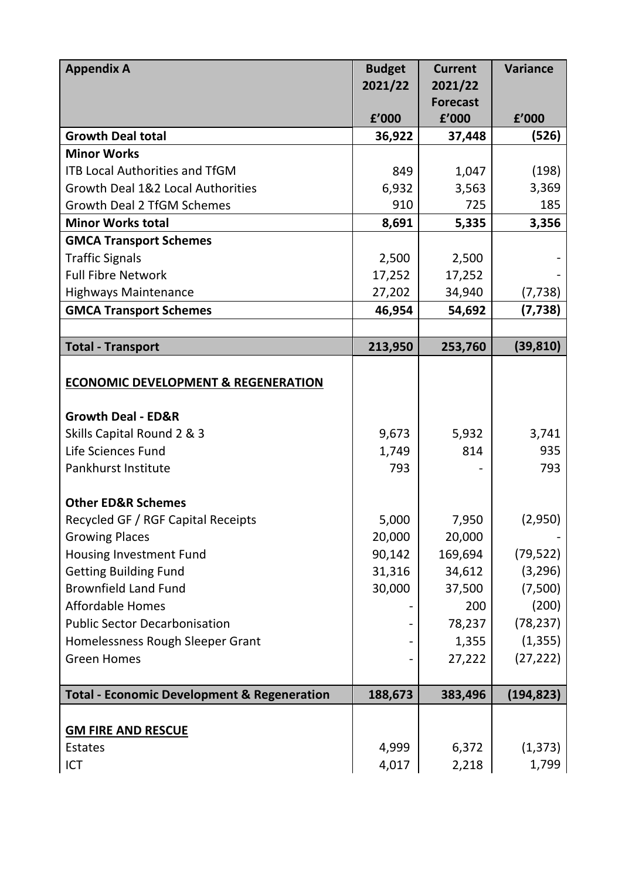| Appendix A | Budget 2021/22 £'000 | Current 2021/22 Forecast £'000 | Variance £'000 |
|---|---|---|---|
| **Growth Deal total** | **36,922** | **37,448** | **(526)** |
| **Minor Works** | | | |
| ITB Local Authorities and TfGM | 849 | 1,047 | (198) |
| Growth Deal 1&2 Local Authorities | 6,932 | 3,563 | 3,369 |
| Growth Deal 2 TfGM Schemes | 910 | 725 | 185 |
| **Minor Works total** | **8,691** | **5,335** | **3,356** |
| **GMCA Transport Schemes** | | | |
| Traffic Signals | 2,500 | 2,500 | - |
| Full Fibre Network | 17,252 | 17,252 | - |
| Highways Maintenance | 27,202 | 34,940 | (7,738) |
| **GMCA Transport Schemes** | **46,954** | **54,692** | **(7,738)** |
| | | | |
| **Total - Transport** | **213,950** | **253,760** | **(39,810)** |
| **<u>ECONOMIC DEVELOPMENT & REGENERATION</u>** | | | |
| **Growth Deal - ED&R** | | | |
| Skills Capital Round 2 & 3 | 9,673 | 5,932 | 3,741 |
| Life Sciences Fund | 1,749 | 814 | 935 |
| Pankhurst Institute | 793 | - | 793 |
| **Other ED&R Schemes** | | | |
| Recycled GF / RGF Capital Receipts | 5,000 | 7,950 | (2,950) |
| Growing Places | 20,000 | 20,000 | - |
| Housing Investment Fund | 90,142 | 169,694 | (79,522) |
| Getting Building Fund | 31,316 | 34,612 | (3,296) |
| Brownfield Land Fund | 30,000 | 37,500 | (7,500) |
| Affordable Homes | - | 200 | (200) |
| Public Sector Decarbonisation | - | 78,237 | (78,237) |
| Homelessness Rough Sleeper Grant | - | 1,355 | (1,355) |
| Green Homes | - | 27,222 | (27,222) |
| **Total - Economic Development & Regeneration** | **188,673** | **383,496** | **(194,823)** |
| **<u>GM FIRE AND RESCUE</u>** | | | |
| Estates | 4,999 | 6,372 | (1,373) |
| ICT | 4,017 | 2,218 | 1,799 |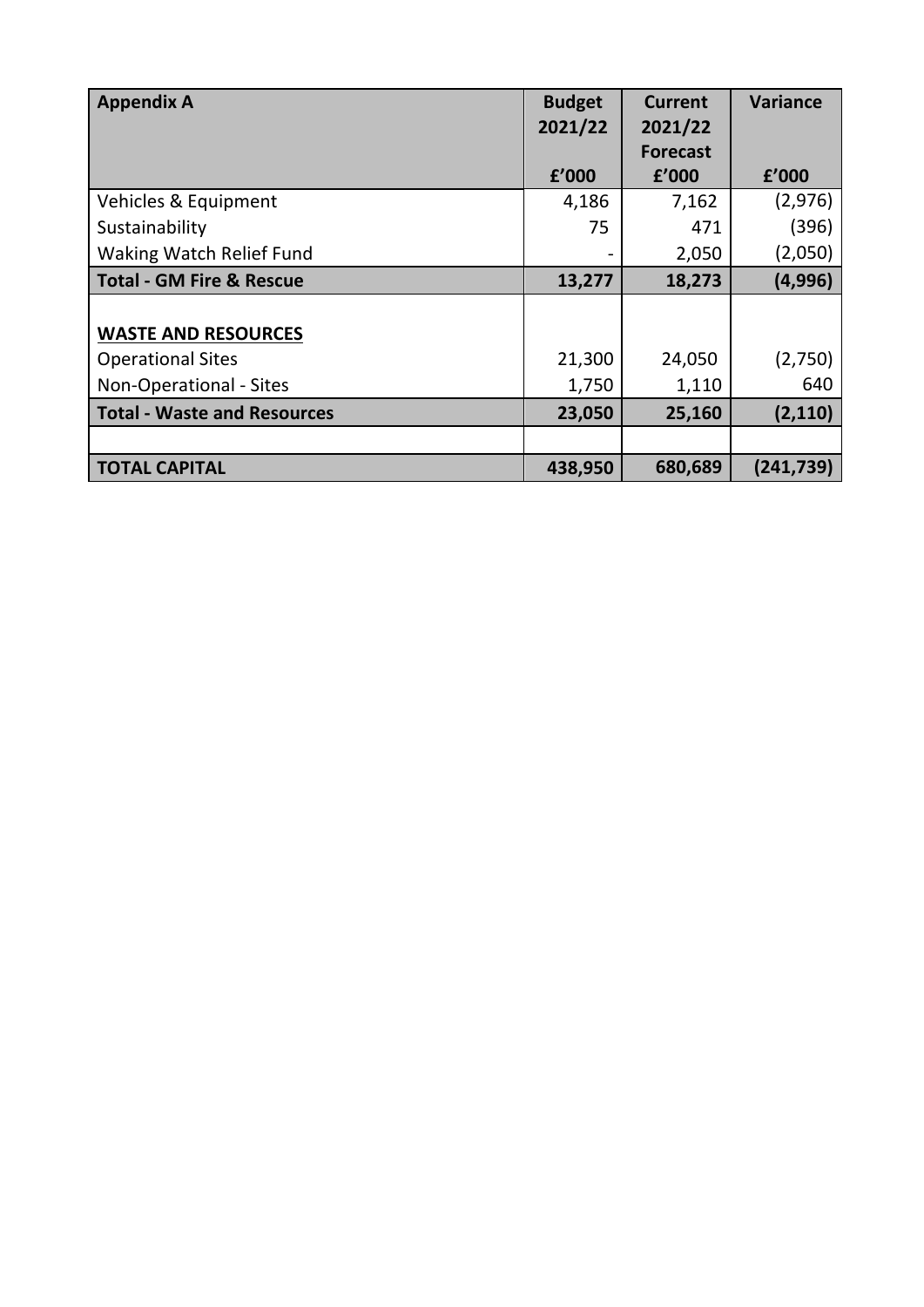| Appendix A | Budget 2021/22 £'000 | Current 2021/22 Forecast £'000 | Variance £'000 |
|---|---|---|---|
| Vehicles & Equipment | 4,186 | 7,162 | (2,976) |
| Sustainability | 75 | 471 | (396) |
| Waking Watch Relief Fund | - | 2,050 | (2,050) |
| **Total - GM Fire & Rescue** | **13,277** | **18,273** | **(4,996)** |
| | | | |
| **WASTE AND RESOURCES** | | | |
| Operational Sites | 21,300 | 24,050 | (2,750) |
| Non-Operational - Sites | 1,750 | 1,110 | 640 |
| **Total - Waste and Resources** | **23,050** | **25,160** | **(2,110)** |
| | | | |
| **TOTAL CAPITAL** | **438,950** | **680,689** | **(241,739)** |